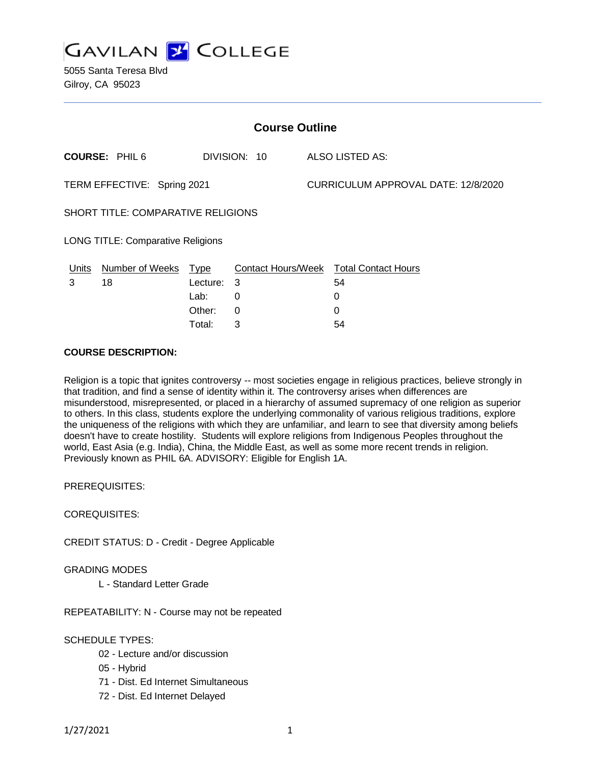# GAVILAN COLLEGE

5055 Santa Teresa Blvd
Gilroy, CA 95023

## Course Outline

**COURSE:** PHIL 6 DIVISION: 10 ALSO LISTED AS:

TERM EFFECTIVE: Spring 2021 CURRICULUM APPROVAL DATE: 12/8/2020

SHORT TITLE: COMPARATIVE RELIGIONS

LONG TITLE: Comparative Religions

| Units | Number of Weeks | Type | Contact Hours/Week | Total Contact Hours |
|---|---|---|---|---|
| 3 | 18 | Lecture: | 3 | 54 |
| | | Lab: | 0 | 0 |
| | | Other: | 0 | 0 |
| | | Total: | 3 | 54 |

**COURSE DESCRIPTION:**

Religion is a topic that ignites controversy -- most societies engage in religious practices, believe strongly in that tradition, and find a sense of identity within it. The controversy arises when differences are misunderstood, misrepresented, or placed in a hierarchy of assumed supremacy of one religion as superior to others. In this class, students explore the underlying commonality of various religious traditions, explore the uniqueness of the religions with which they are unfamiliar, and learn to see that diversity among beliefs doesn't have to create hostility. Students will explore religions from Indigenous Peoples throughout the world, East Asia (e.g. India), China, the Middle East, as well as some more recent trends in religion. Previously known as PHIL 6A. ADVISORY: Eligible for English 1A.

PREREQUISITES:

COREQUISITES:

CREDIT STATUS: D - Credit - Degree Applicable

GRADING MODES

- L - Standard Letter Grade

REPEATABILITY: N - Course may not be repeated

SCHEDULE TYPES:

- 02 - Lecture and/or discussion
- 05 - Hybrid
- 71 - Dist. Ed Internet Simultaneous
- 72 - Dist. Ed Internet Delayed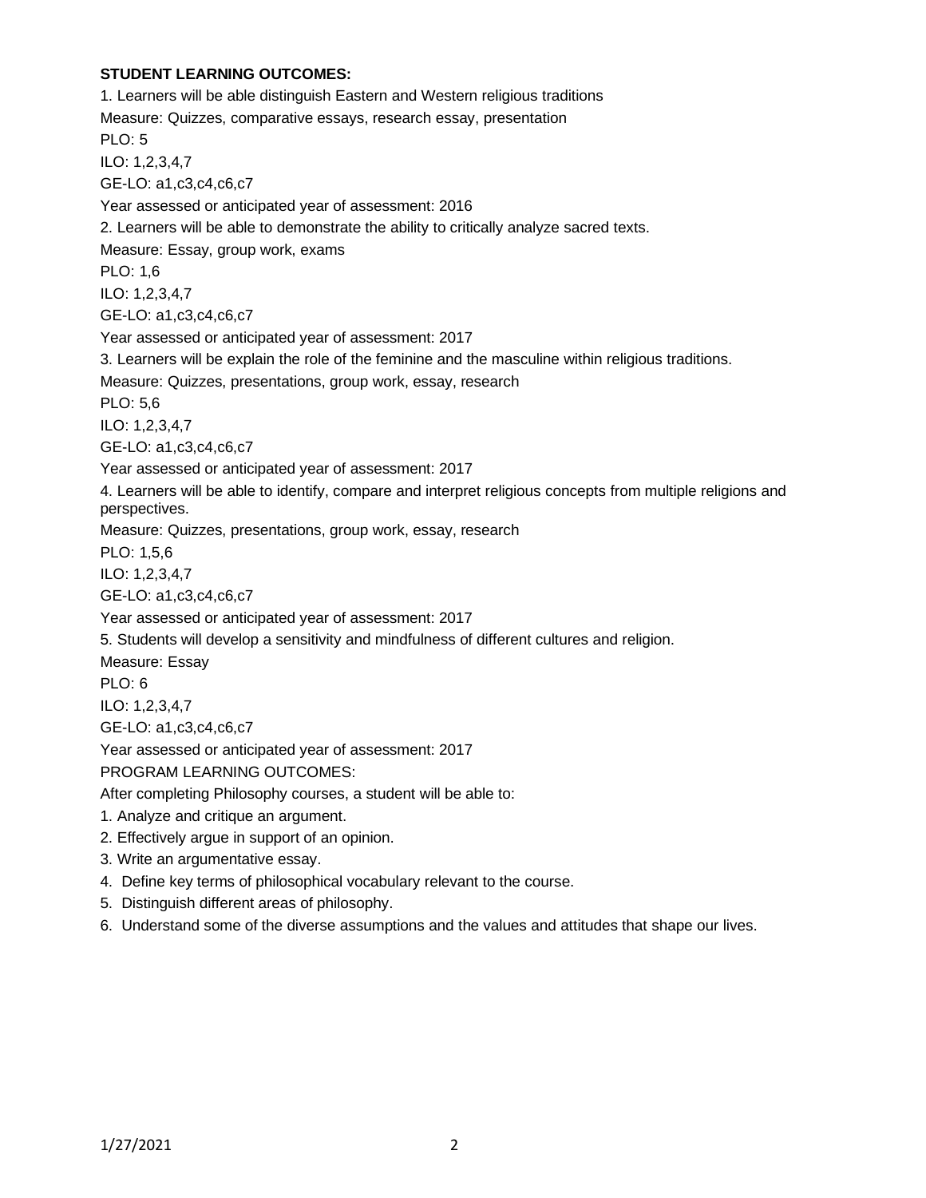**STUDENT LEARNING OUTCOMES:**

1. Learners will be able distinguish Eastern and Western religious traditions

Measure: Quizzes, comparative essays, research essay, presentation

PLO: 5

ILO: 1,2,3,4,7

GE-LO: a1,c3,c4,c6,c7

Year assessed or anticipated year of assessment: 2016

2. Learners will be able to demonstrate the ability to critically analyze sacred texts.

Measure: Essay, group work, exams

PLO: 1,6

ILO: 1,2,3,4,7

GE-LO: a1,c3,c4,c6,c7

Year assessed or anticipated year of assessment: 2017

3. Learners will be explain the role of the feminine and the masculine within religious traditions.

Measure: Quizzes, presentations, group work, essay, research

PLO: 5,6

ILO: 1,2,3,4,7

GE-LO: a1,c3,c4,c6,c7

Year assessed or anticipated year of assessment: 2017

4. Learners will be able to identify, compare and interpret religious concepts from multiple religions and perspectives.

Measure: Quizzes, presentations, group work, essay, research

PLO: 1,5,6

ILO: 1,2,3,4,7

GE-LO: a1,c3,c4,c6,c7

Year assessed or anticipated year of assessment: 2017

5. Students will develop a sensitivity and mindfulness of different cultures and religion.

Measure: Essay

PLO: 6

ILO: 1,2,3,4,7

GE-LO: a1,c3,c4,c6,c7

Year assessed or anticipated year of assessment: 2017

PROGRAM LEARNING OUTCOMES:

After completing Philosophy courses, a student will be able to:

1. Analyze and critique an argument.
2. Effectively argue in support of an opinion.
3. Write an argumentative essay.
4. Define key terms of philosophical vocabulary relevant to the course.
5. Distinguish different areas of philosophy.
6. Understand some of the diverse assumptions and the values and attitudes that shape our lives.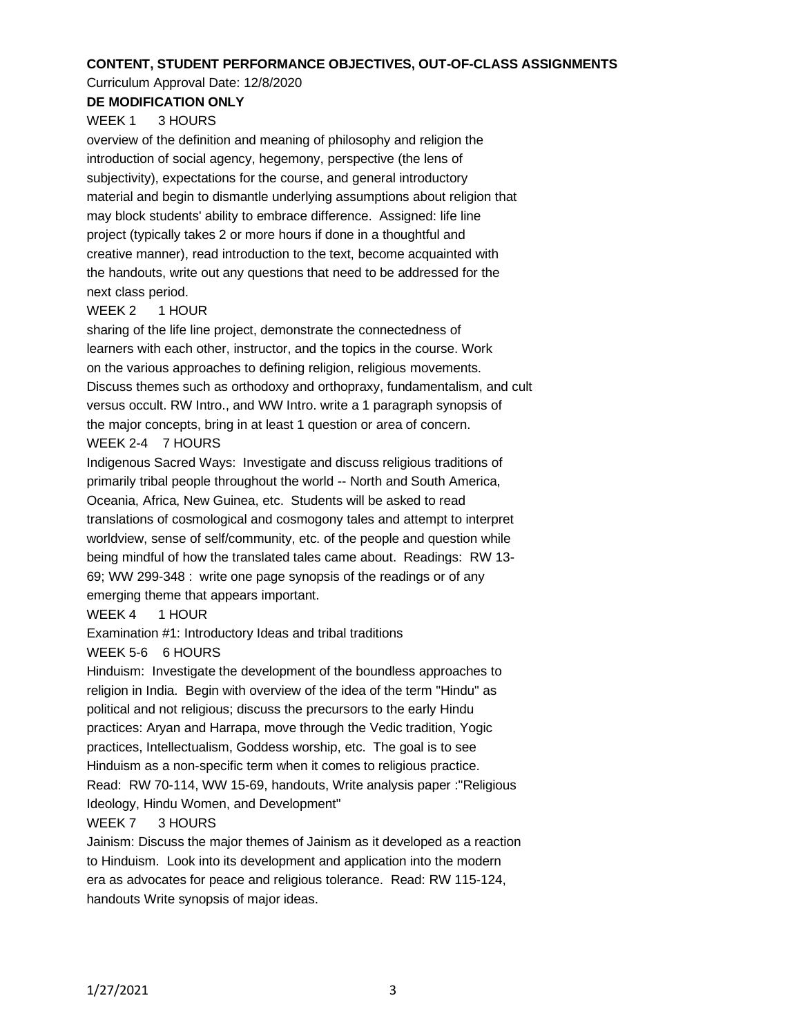**CONTENT, STUDENT PERFORMANCE OBJECTIVES, OUT-OF-CLASS ASSIGNMENTS**

Curriculum Approval Date: 12/8/2020

**DE MODIFICATION ONLY**

WEEK 1 3 HOURS

overview of the definition and meaning of philosophy and religion the introduction of social agency, hegemony, perspective (the lens of subjectivity), expectations for the course, and general introductory material and begin to dismantle underlying assumptions about religion that may block students' ability to embrace difference. Assigned: life line project (typically takes 2 or more hours if done in a thoughtful and creative manner), read introduction to the text, become acquainted with the handouts, write out any questions that need to be addressed for the next class period.

WEEK 2 1 HOUR

sharing of the life line project, demonstrate the connectedness of learners with each other, instructor, and the topics in the course. Work on the various approaches to defining religion, religious movements. Discuss themes such as orthodoxy and orthopraxy, fundamentalism, and cult versus occult. RW Intro., and WW Intro. write a 1 paragraph synopsis of the major concepts, bring in at least 1 question or area of concern.

WEEK 2-4 7 HOURS

Indigenous Sacred Ways: Investigate and discuss religious traditions of primarily tribal people throughout the world -- North and South America, Oceania, Africa, New Guinea, etc. Students will be asked to read translations of cosmological and cosmogony tales and attempt to interpret worldview, sense of self/community, etc. of the people and question while being mindful of how the translated tales came about. Readings: RW 13-69; WW 299-348 : write one page synopsis of the readings or of any emerging theme that appears important.

WEEK 4 1 HOUR

Examination #1: Introductory Ideas and tribal traditions

WEEK 5-6 6 HOURS

Hinduism: Investigate the development of the boundless approaches to religion in India. Begin with overview of the idea of the term "Hindu" as political and not religious; discuss the precursors to the early Hindu practices: Aryan and Harrapa, move through the Vedic tradition, Yogic practices, Intellectualism, Goddess worship, etc. The goal is to see Hinduism as a non-specific term when it comes to religious practice. Read: RW 70-114, WW 15-69, handouts, Write analysis paper :"Religious Ideology, Hindu Women, and Development"

WEEK 7 3 HOURS

Jainism: Discuss the major themes of Jainism as it developed as a reaction to Hinduism. Look into its development and application into the modern era as advocates for peace and religious tolerance. Read: RW 115-124, handouts Write synopsis of major ideas.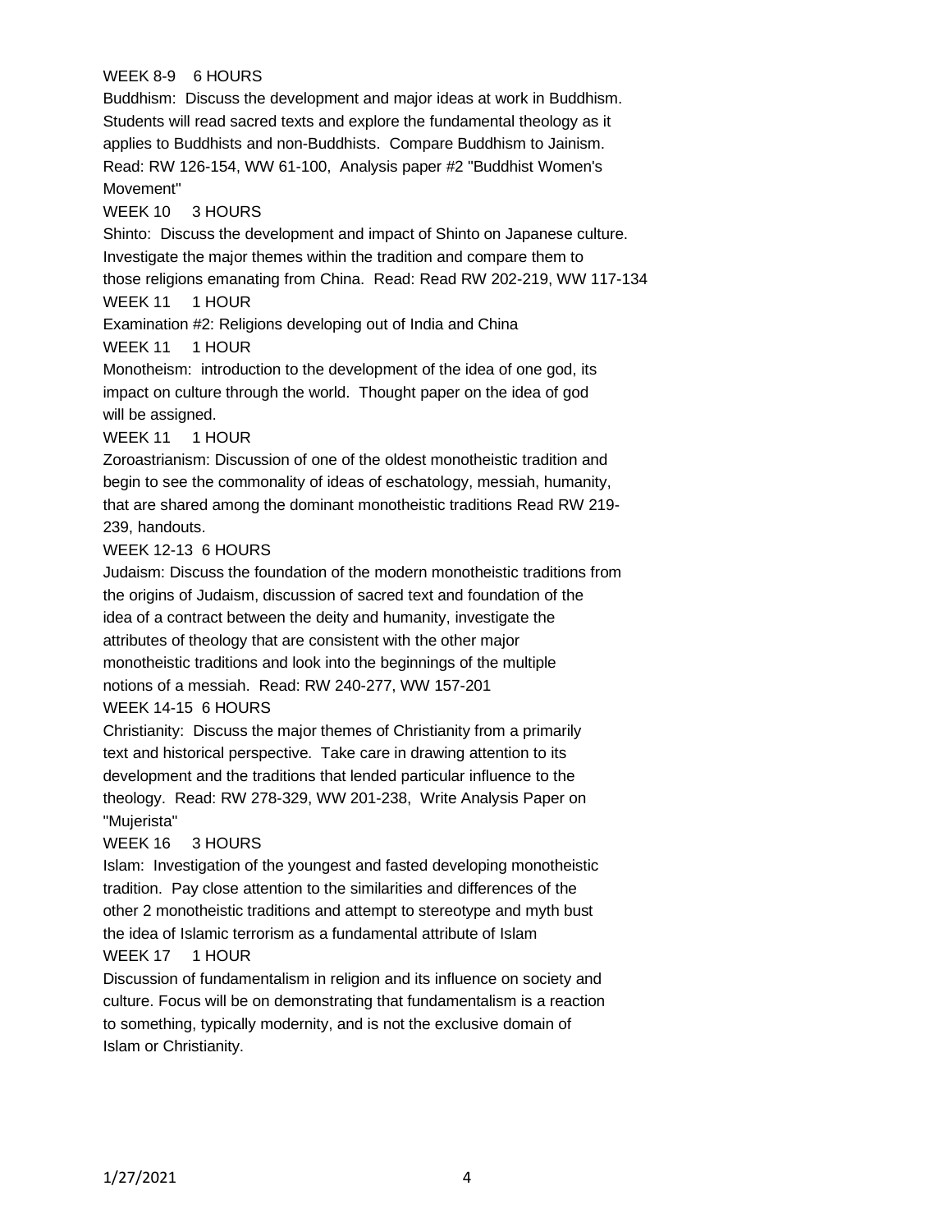WEEK 8-9 6 HOURS

Buddhism: Discuss the development and major ideas at work in Buddhism. Students will read sacred texts and explore the fundamental theology as it applies to Buddhists and non-Buddhists. Compare Buddhism to Jainism. Read: RW 126-154, WW 61-100, Analysis paper #2 "Buddhist Women's Movement"

WEEK 10 3 HOURS

Shinto: Discuss the development and impact of Shinto on Japanese culture. Investigate the major themes within the tradition and compare them to those religions emanating from China. Read: Read RW 202-219, WW 117-134

WEEK 11 1 HOUR

Examination #2: Religions developing out of India and China

WEEK 11 1 HOUR

Monotheism: introduction to the development of the idea of one god, its impact on culture through the world. Thought paper on the idea of god will be assigned.

WEEK 11 1 HOUR

Zoroastrianism: Discussion of one of the oldest monotheistic tradition and begin to see the commonality of ideas of eschatology, messiah, humanity, that are shared among the dominant monotheistic traditions Read RW 219-239, handouts.

WEEK 12-13 6 HOURS

Judaism: Discuss the foundation of the modern monotheistic traditions from the origins of Judaism, discussion of sacred text and foundation of the idea of a contract between the deity and humanity, investigate the attributes of theology that are consistent with the other major monotheistic traditions and look into the beginnings of the multiple notions of a messiah. Read: RW 240-277, WW 157-201

WEEK 14-15 6 HOURS

Christianity: Discuss the major themes of Christianity from a primarily text and historical perspective. Take care in drawing attention to its development and the traditions that lended particular influence to the theology. Read: RW 278-329, WW 201-238, Write Analysis Paper on "Mujerista"

WEEK 16 3 HOURS

Islam: Investigation of the youngest and fasted developing monotheistic tradition. Pay close attention to the similarities and differences of the other 2 monotheistic traditions and attempt to stereotype and myth bust the idea of Islamic terrorism as a fundamental attribute of Islam

WEEK 17 1 HOUR

Discussion of fundamentalism in religion and its influence on society and culture. Focus will be on demonstrating that fundamentalism is a reaction to something, typically modernity, and is not the exclusive domain of Islam or Christianity.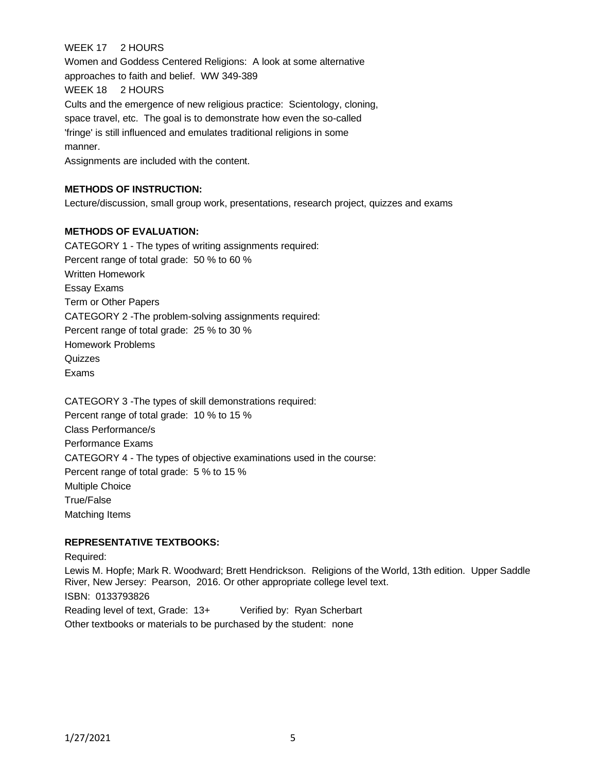WEEK 17 2 HOURS

Women and Goddess Centered Religions: A look at some alternative approaches to faith and belief. WW 349-389

WEEK 18 2 HOURS

Cults and the emergence of new religious practice: Scientology, cloning, space travel, etc. The goal is to demonstrate how even the so-called 'fringe' is still influenced and emulates traditional religions in some manner.

Assignments are included with the content.

**METHODS OF INSTRUCTION:**

Lecture/discussion, small group work, presentations, research project, quizzes and exams

**METHODS OF EVALUATION:**

CATEGORY 1 - The types of writing assignments required:

Percent range of total grade: 50 % to 60 %

Written Homework

Essay Exams

Term or Other Papers

CATEGORY 2 -The problem-solving assignments required:

Percent range of total grade: 25 % to 30 %

Homework Problems

Quizzes

Exams

CATEGORY 3 -The types of skill demonstrations required:

Percent range of total grade: 10 % to 15 %

Class Performance/s

Performance Exams

CATEGORY 4 - The types of objective examinations used in the course:

Percent range of total grade: 5 % to 15 %

Multiple Choice

True/False

Matching Items

**REPRESENTATIVE TEXTBOOKS:**

Required:

Lewis M. Hopfe; Mark R. Woodward; Brett Hendrickson. Religions of the World, 13th edition. Upper Saddle River, New Jersey: Pearson, 2016. Or other appropriate college level text.

ISBN: 0133793826

Reading level of text, Grade: 13+ Verified by: Ryan Scherbart

Other textbooks or materials to be purchased by the student: none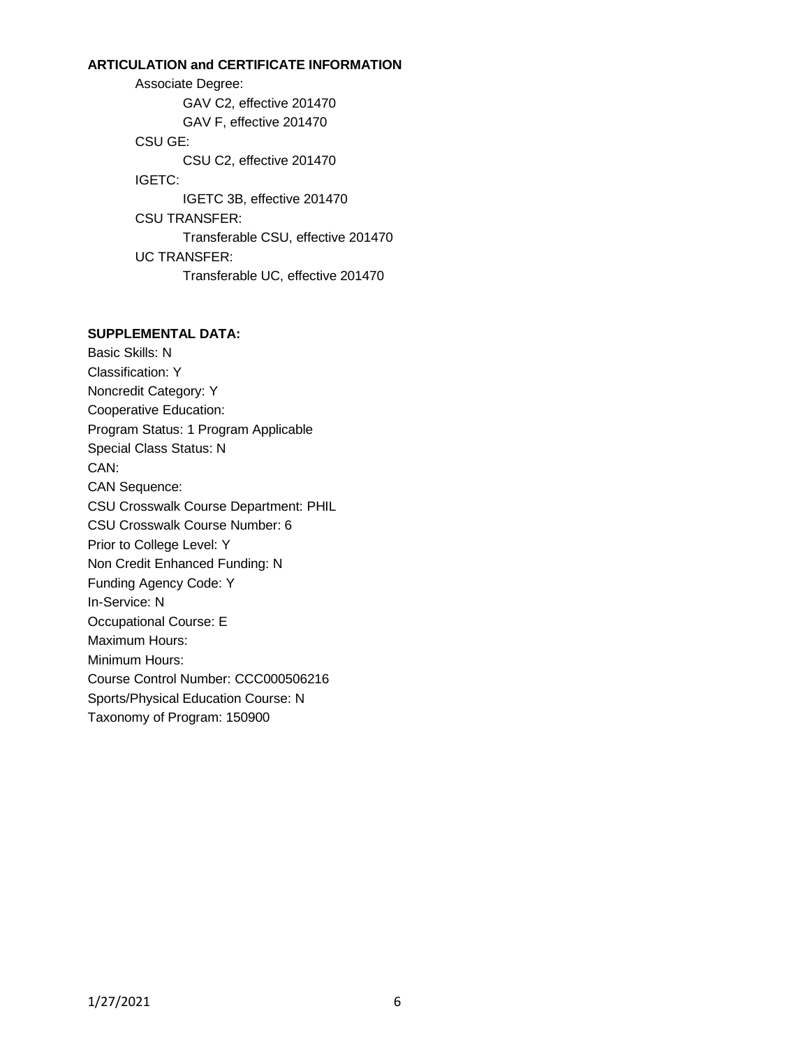**ARTICULATION and CERTIFICATE INFORMATION**

Associate Degree:

- GAV C2, effective 201470
- GAV F, effective 201470

CSU GE:

- CSU C2, effective 201470

IGETC:

- IGETC 3B, effective 201470

CSU TRANSFER:

- Transferable CSU, effective 201470

UC TRANSFER:

- Transferable UC, effective 201470

**SUPPLEMENTAL DATA:**

Basic Skills: N
Classification: Y
Noncredit Category: Y
Cooperative Education:
Program Status: 1 Program Applicable
Special Class Status: N
CAN:
CAN Sequence:
CSU Crosswalk Course Department: PHIL
CSU Crosswalk Course Number: 6
Prior to College Level: Y
Non Credit Enhanced Funding: N
Funding Agency Code: Y
In-Service: N
Occupational Course: E
Maximum Hours:
Minimum Hours:
Course Control Number: CCC000506216
Sports/Physical Education Course: N
Taxonomy of Program: 150900